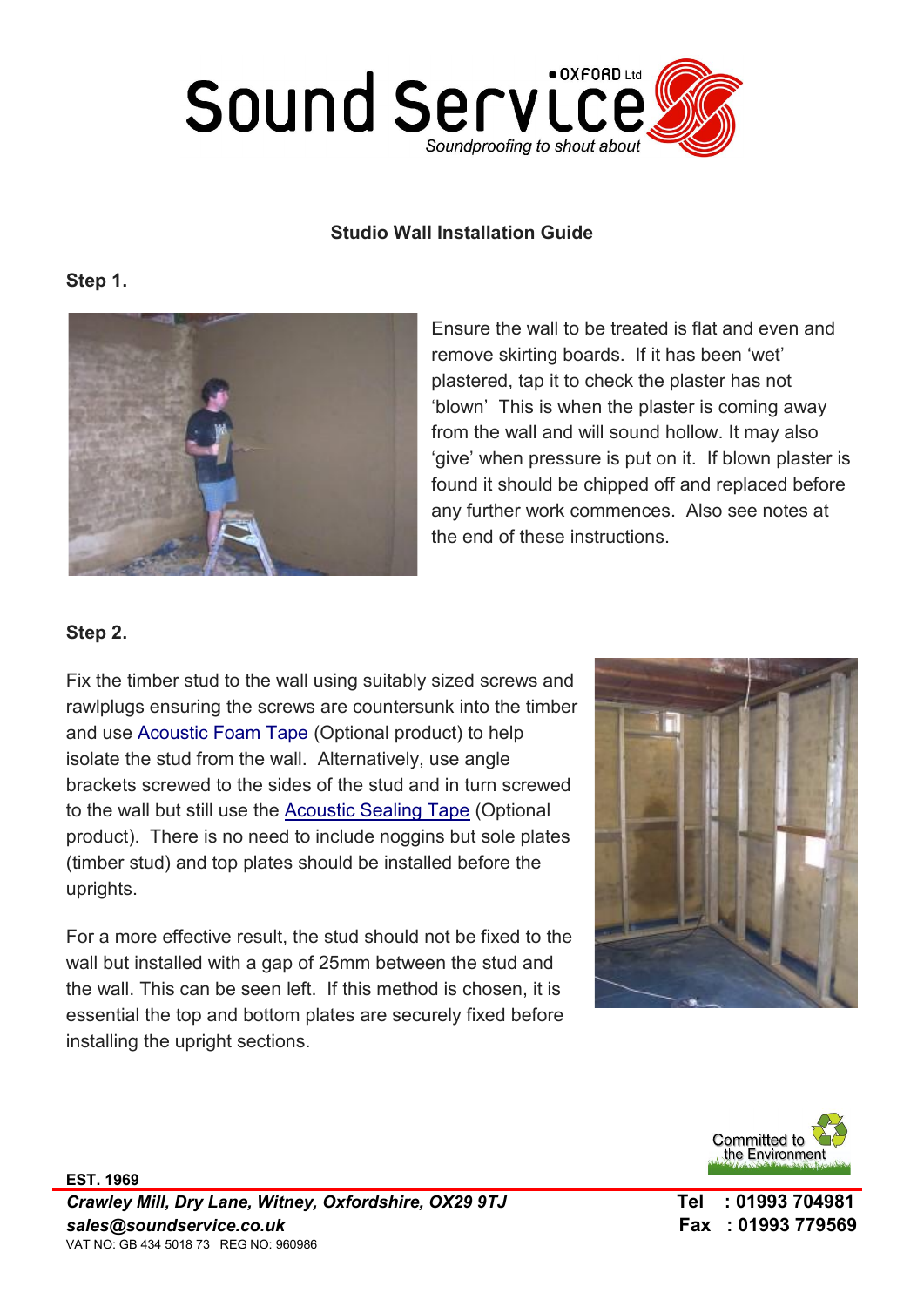# Sound Service OXFORD Ltd

*Soundproofing to shout about*

## Studio Wall Installation Guide

### Step 1.

Ensure the wall to be treated is flat and even and remove skirting boards. If it has been 'wet' plastered, tap it to check the plaster has not 'blown' This is when the plaster is coming away from the wall and will sound hollow. It may also 'give' when pressure is put on it. If blown plaster is found it should be chipped off and replaced before any further work commences. Also see notes at the end of these instructions.

### Step 2.

Fix the timber stud to the wall using suitably sized screws and rawlplugs ensuring the screws are countersunk into the timber and use Acoustic Foam Tape (Optional product) to help isolate the stud from the wall. Alternatively, use angle brackets screwed to the sides of the stud and in turn screwed to the wall but still use the Acoustic Sealing Tape (Optional product). There is no need to include noggins but sole plates (timber stud) and top plates should be installed before the uprights.

For a more effective result, the stud should not be fixed to the wall but installed with a gap of 25mm between the stud and the wall. This can be seen left. If this method is chosen, it is essential the top and bottom plates are securely fixed before installing the upright sections.

Committed to the Environment

**EST. 1969**

***Crawley Mill, Dry Lane, Witney, Oxfordshire, OX29 9TJ***

***sales@soundservice.co.uk***

VAT NO: GB 434 5018 73 REG NO: 960986

**Tel : 01993 704981**

**Fax : 01993 779569**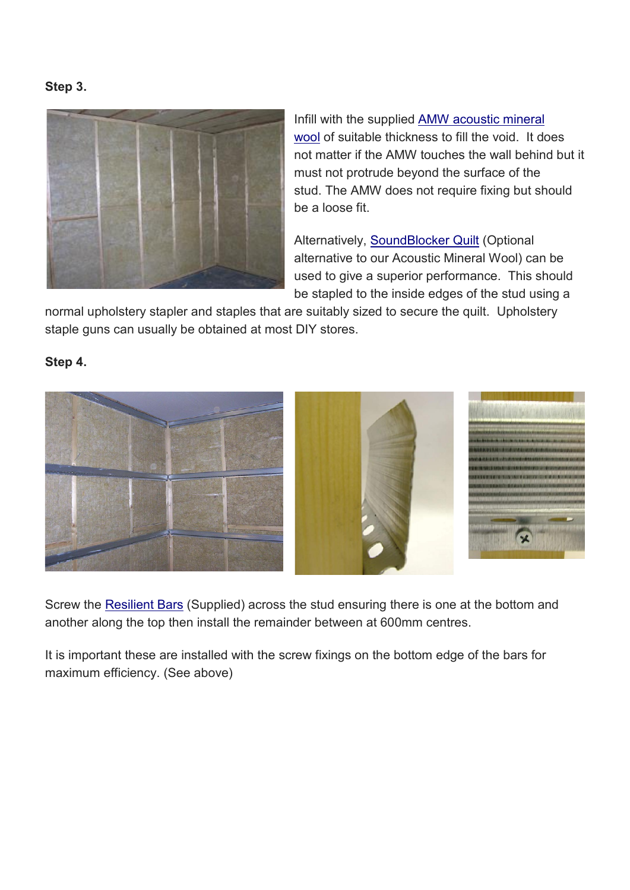**Step 3.**

Infill with the supplied AMW acoustic mineral wool of suitable thickness to fill the void. It does not matter if the AMW touches the wall behind but it must not protrude beyond the surface of the stud. The AMW does not require fixing but should be a loose fit.

Alternatively, SoundBlocker Quilt (Optional alternative to our Acoustic Mineral Wool) can be used to give a superior performance. This should be stapled to the inside edges of the stud using a normal upholstery stapler and staples that are suitably sized to secure the quilt. Upholstery staple guns can usually be obtained at most DIY stores.

**Step 4.**

Screw the Resilient Bars (Supplied) across the stud ensuring there is one at the bottom and another along the top then install the remainder between at 600mm centres.

It is important these are installed with the screw fixings on the bottom edge of the bars for maximum efficiency. (See above)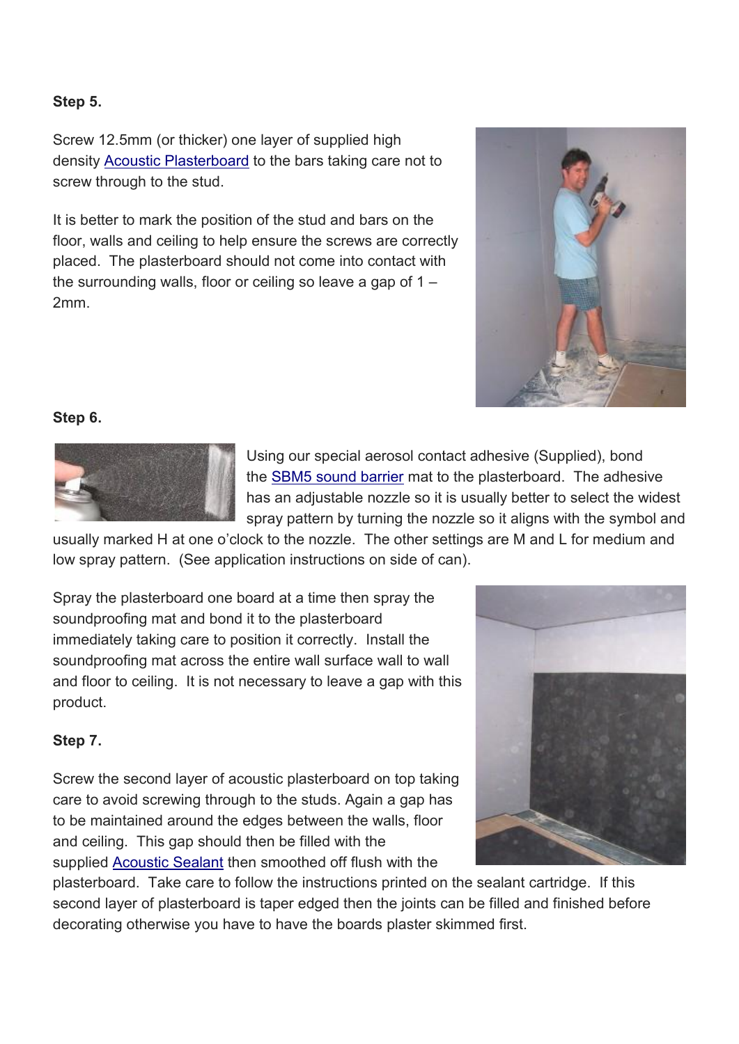**Step 5.**

Screw 12.5mm (or thicker) one layer of supplied high density Acoustic Plasterboard to the bars taking care not to screw through to the stud.

It is better to mark the position of the stud and bars on the floor, walls and ceiling to help ensure the screws are correctly placed. The plasterboard should not come into contact with the surrounding walls, floor or ceiling so leave a gap of 1 – 2mm.

**Step 6.**

Using our special aerosol contact adhesive (Supplied), bond the SBM5 sound barrier mat to the plasterboard. The adhesive has an adjustable nozzle so it is usually better to select the widest spray pattern by turning the nozzle so it aligns with the symbol and usually marked H at one o'clock to the nozzle. The other settings are M and L for medium and low spray pattern. (See application instructions on side of can).

Spray the plasterboard one board at a time then spray the soundproofing mat and bond it to the plasterboard immediately taking care to position it correctly. Install the soundproofing mat across the entire wall surface wall to wall and floor to ceiling. It is not necessary to leave a gap with this product.

**Step 7.**

Screw the second layer of acoustic plasterboard on top taking care to avoid screwing through to the studs. Again a gap has to be maintained around the edges between the walls, floor and ceiling. This gap should then be filled with the supplied Acoustic Sealant then smoothed off flush with the plasterboard. Take care to follow the instructions printed on the sealant cartridge. If this second layer of plasterboard is taper edged then the joints can be filled and finished before decorating otherwise you have to have the boards plaster skimmed first.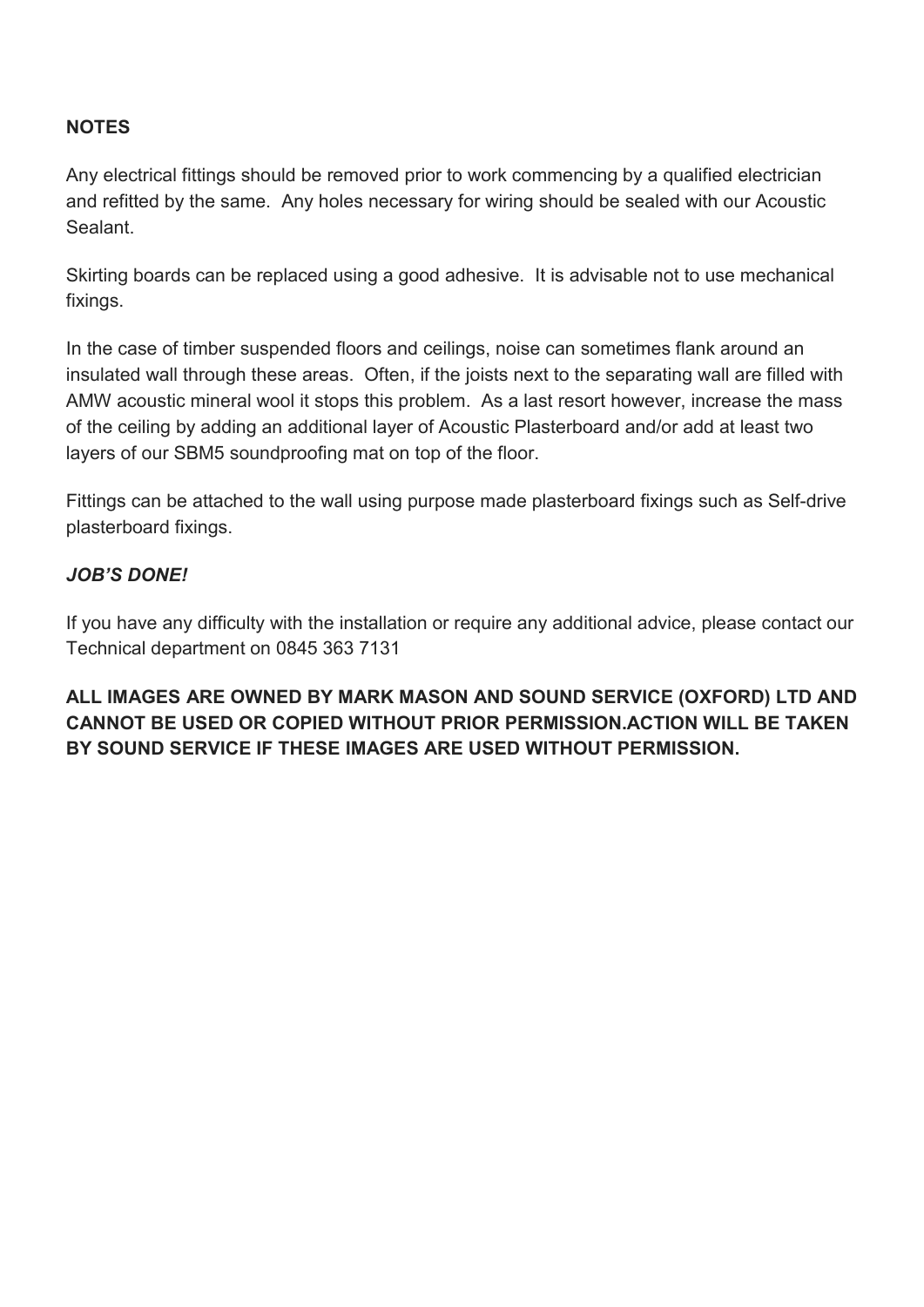**NOTES**

Any electrical fittings should be removed prior to work commencing by a qualified electrician and refitted by the same. Any holes necessary for wiring should be sealed with our Acoustic Sealant.

Skirting boards can be replaced using a good adhesive. It is advisable not to use mechanical fixings.

In the case of timber suspended floors and ceilings, noise can sometimes flank around an insulated wall through these areas. Often, if the joists next to the separating wall are filled with AMW acoustic mineral wool it stops this problem. As a last resort however, increase the mass of the ceiling by adding an additional layer of Acoustic Plasterboard and/or add at least two layers of our SBM5 soundproofing mat on top of the floor.

Fittings can be attached to the wall using purpose made plasterboard fixings such as Self-drive plasterboard fixings.

***JOB'S DONE!***

If you have any difficulty with the installation or require any additional advice, please contact our Technical department on 0845 363 7131

**ALL IMAGES ARE OWNED BY MARK MASON AND SOUND SERVICE (OXFORD) LTD AND CANNOT BE USED OR COPIED WITHOUT PRIOR PERMISSION.ACTION WILL BE TAKEN BY SOUND SERVICE IF THESE IMAGES ARE USED WITHOUT PERMISSION.**